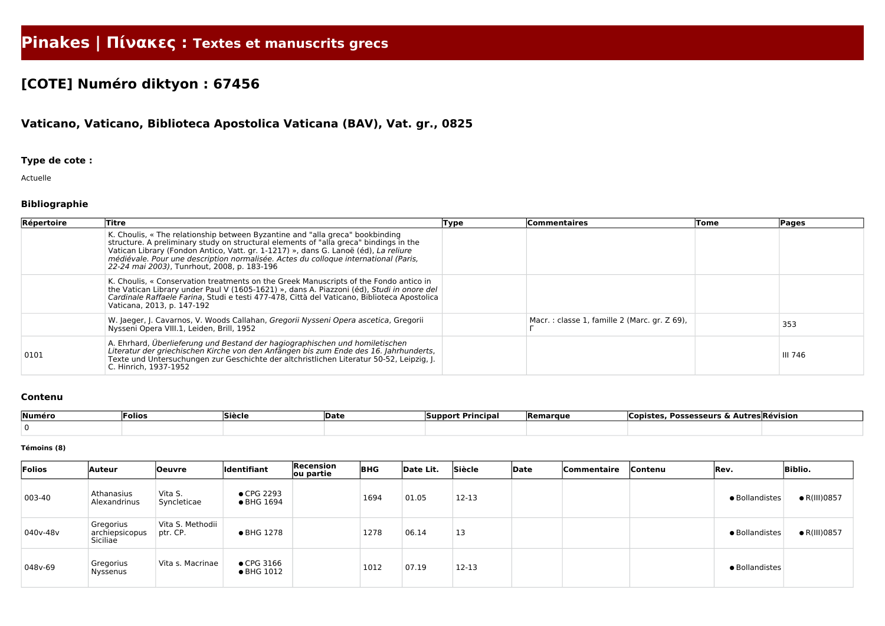# Pinakes | Πίνακες : Textes et manuscrits grecs

## [COTE] Numéro diktyon : 67456

### Vaticano, Vaticano, Biblioteca Apostolica Vaticana (BAV), Vat. gr., 0825

#### Type de cote :

Actuelle

#### Bibliographie

| Répertoire | Titre | Type | Commentaires | Tome | Pages |
|---|---|---|---|---|---|
| | K. Choulis, « The relationship between Byzantine and "alla greca" bookbinding structure. A preliminary study on structural elements of "alla greca" bindings in the Vatican Library (Fondon Antico, Vatt. gr. 1-1217) », dans G. Lanoë (éd), *La reliure médiévale. Pour une description normalisée. Actes du colloque international (Paris, 22-24 mai 2003)*, Tunrhout, 2008, p. 183-196 | | | | |
| | K. Choulis, « Conservation treatments on the Greek Manuscripts of the Fondo antico in the Vatican Library under Paul V (1605-1621) », dans A. Piazzoni (éd), *Studi in onore del Cardinale Raffaele Farina*, Studi e testi 477-478, Città del Vaticano, Biblioteca Apostolica Vaticana, 2013, p. 147-192 | | | | |
| | W. Jaeger, J. Cavarnos, V. Woods Callahan, *Gregorii Nysseni Opera ascetica*, Gregorii Nysseni Opera VIII.1, Leiden, Brill, 1952 | | Macr. : classe 1, famille 2 (Marc. gr. Z 69), Γ | | 353 |
| 0101 | A. Ehrhard, *Überlieferung und Bestand der hagiographischen und homiletischen Literatur der griechischen Kirche von den Anfängen bis zum Ende des 16. Jahrhunderts*, Texte und Untersuchungen zur Geschichte der altchristlichen Literatur 50-52, Leipzig, J. C. Hinrich, 1937-1952 | | | | III 746 |

#### Contenu

| Numéro | Folios | Siècle | Date | Support Principal | Remarque | Copistes, Possesseurs & Autres | Révision |
|---|---|---|---|---|---|---|---|
| 0 | | | | | | | |

##### Témoins (8)

| Folios | Auteur | Oeuvre | Identifiant | Recension ou partie | BHG | Date Lit. | Siècle | Date | Commentaire | Contenu | Rev. | Biblio. |
|---|---|---|---|---|---|---|---|---|---|---|---|---|
| 003-40 | Athanasius Alexandrinus | Vita S. Syncleticae | ● CPG 2293<br>● BHG 1694 | | 1694 | 01.05 | 12-13 | | | | ● Bollandistes | ● R(III)0857 |
| 040v-48v | Gregorius archiepsicopus Siciliae | Vita S. Methodii ptr. CP. | ● BHG 1278 | | 1278 | 06.14 | 13 | | | | ● Bollandistes | ● R(III)0857 |
| 048v-69 | Gregorius Nyssenus | Vita s. Macrinae | ● CPG 3166<br>● BHG 1012 | | 1012 | 07.19 | 12-13 | | | | ● Bollandistes | |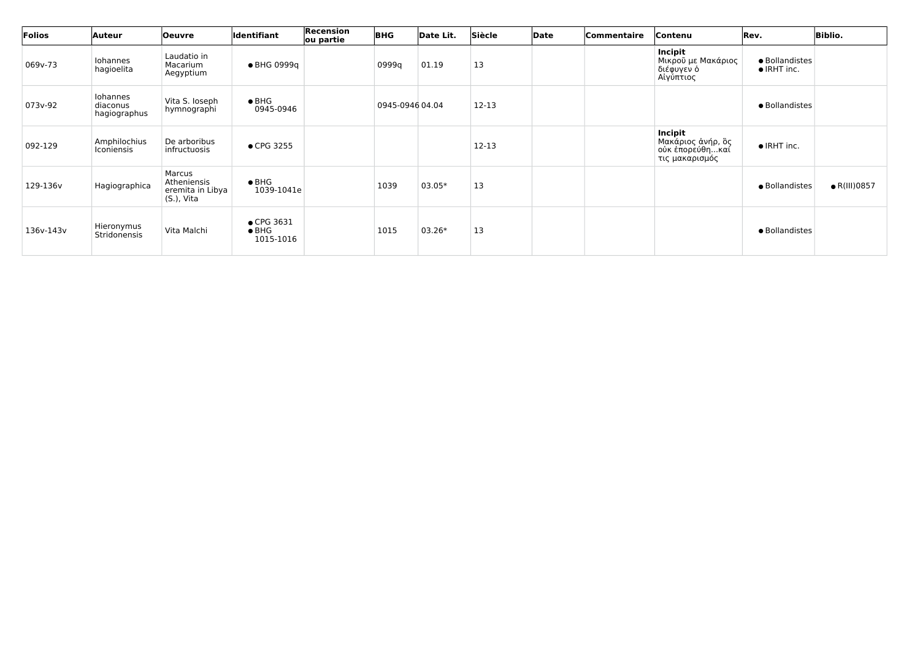| Folios | Auteur | Oeuvre | Identifiant | Recension ou partie | BHG | Date Lit. | Siècle | Date | Commentaire | Contenu | Rev. | Biblio. |
|---|---|---|---|---|---|---|---|---|---|---|---|---|
| 069v-73 | Iohannes hagioelita | Laudatio in Macarium Aegyptium | ● BHG 0999q | | 0999q | 01.19 | 13 | | | **Incipit** Μικροῦ με Μακάριος διέφυγεν ὁ Αἰγύπτιος | ● Bollandistes ● IRHT inc. | |
| 073v-92 | Iohannes diaconus hagiographus | Vita S. Ioseph hymnographi | ● BHG 0945-0946 | | 0945-0946 | 04.04 | 12-13 | | | | ● Bollandistes | |
| 092-129 | Amphilochius Iconiensis | De arboribus infructuosis | ● CPG 3255 | | | | 12-13 | | | **Incipit** Μακάριος ἀνήρ, ὃς οὐκ ἐπορεύθη...καί τις μακαρισμός | ● IRHT inc. | |
| 129-136v | Hagiographica | Marcus Atheniensis eremita in Libya (S.), Vita | ● BHG 1039-1041e | | 1039 | 03.05* | 13 | | | | ● Bollandistes | ● R(III)0857 |
| 136v-143v | Hieronymus Stridonensis | Vita Malchi | ● CPG 3631 ● BHG 1015-1016 | | 1015 | 03.26* | 13 | | | | ● Bollandistes | |